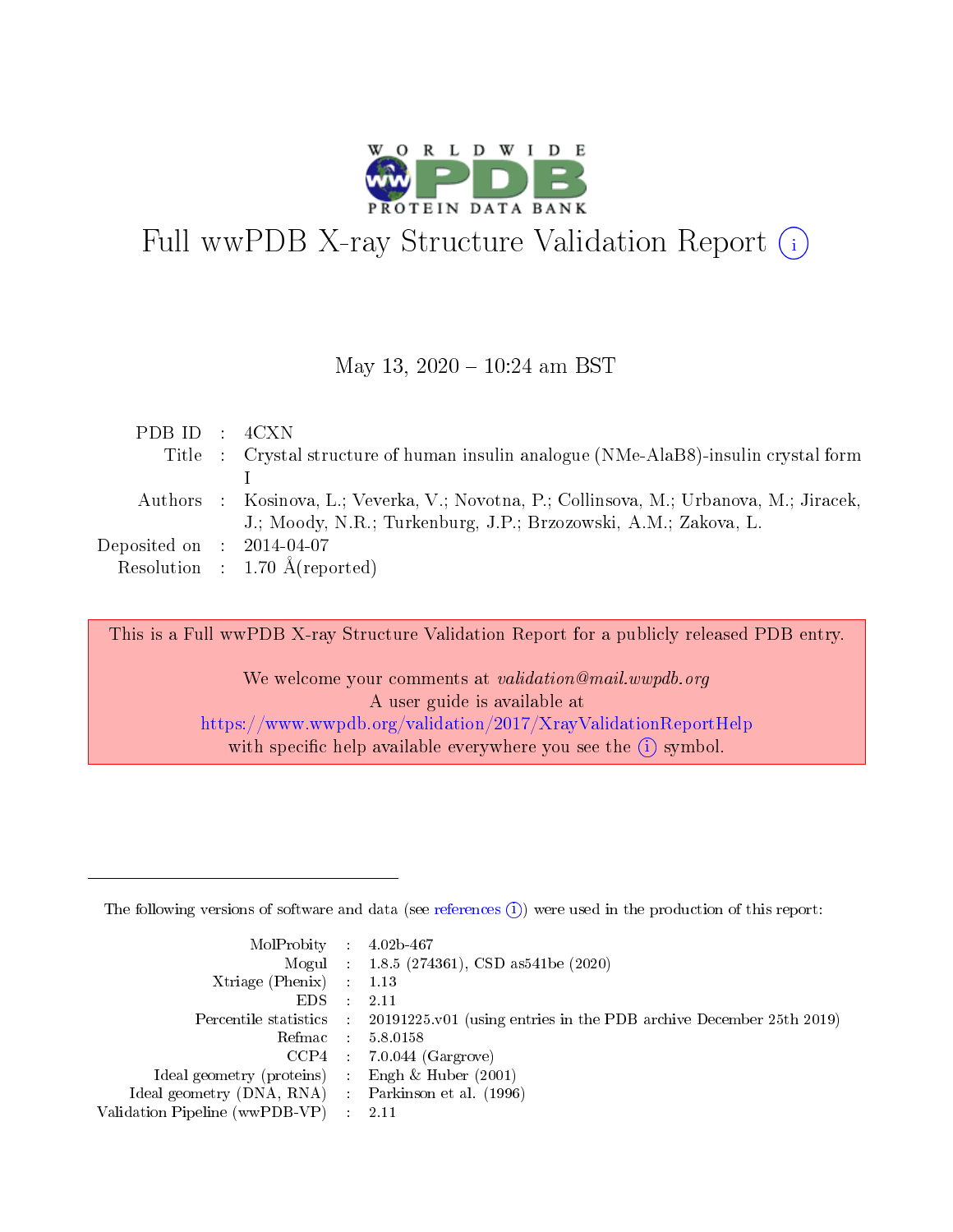# Full wwPDB X-ray Structure Validation Report (i)

May 13, 2020 – 10:24 am BST

| | | |
|---|---|---|
| PDB ID | : | 4CXN |
| Title | : | Crystal structure of human insulin analogue (NMe-AlaB8)-insulin crystal form I |
| Authors | : | Kosinova, L.; Veverka, V.; Novotna, P.; Collinsova, M.; Urbanova, M.; Jiracek, J.; Moody, N.R.; Turkenburg, J.P.; Brzozowski, A.M.; Zakova, L. |
| Deposited on | : | 2014-04-07 |
| Resolution | : | 1.70 Å(reported) |

This is a Full wwPDB X-ray Structure Validation Report for a publicly released PDB entry.

We welcome your comments at *validation@mail.wwpdb.org*
A user guide is available at
https://www.wwpdb.org/validation/2017/XrayValidationReportHelp
with specific help available everywhere you see the (i) symbol.

---

The following versions of software and data (see references (i)) were used in the production of this report:

| | | |
|---|---|---|
| MolProbity | : | 4.02b-467 |
| Mogul | : | 1.8.5 (274361), CSD as541be (2020) |
| Xtriage (Phenix) | : | 1.13 |
| EDS | : | 2.11 |
| Percentile statistics | : | 20191225.v01 (using entries in the PDB archive December 25th 2019) |
| Refmac | : | 5.8.0158 |
| CCP4 | : | 7.0.044 (Gargrove) |
| Ideal geometry (proteins) | : | Engh & Huber (2001) |
| Ideal geometry (DNA, RNA) | : | Parkinson et al. (1996) |
| Validation Pipeline (wwPDB-VP) | : | 2.11 |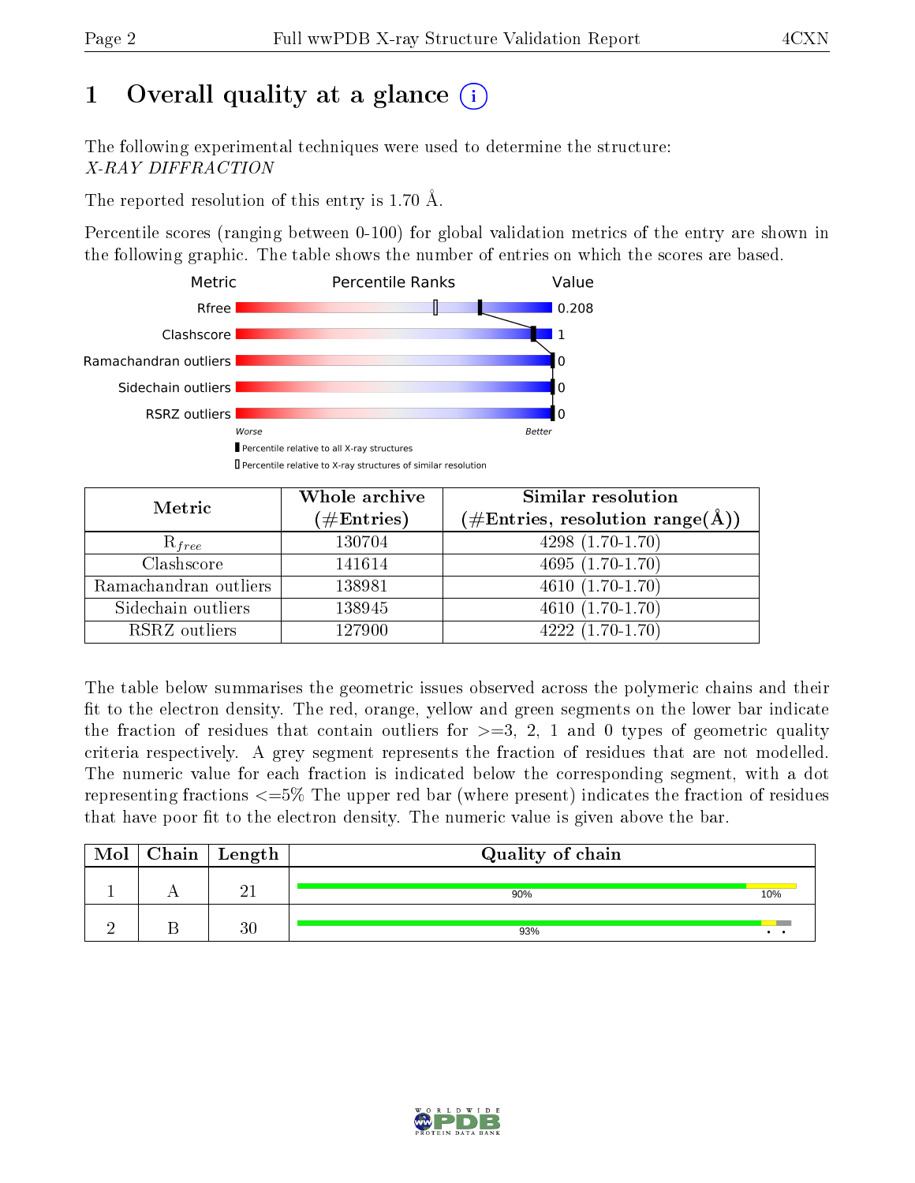# 1 Overall quality at a glance (i)

The following experimental techniques were used to determine the structure:
*X-RAY DIFFRACTION*

The reported resolution of this entry is 1.70 Å.

Percentile scores (ranging between 0-100) for global validation metrics of the entry are shown in the following graphic. The table shows the number of entries on which the scores are based.

| Metric | Value |
|---|---|
| Rfree | 0.208 |
| Clashscore | 1 |
| Ramachandran outliers | 0 |
| Sidechain outliers | 0 |
| RSRZ outliers | 0 |

Worse — Better

▮ Percentile relative to all X-ray structures
▯ Percentile relative to X-ray structures of similar resolution

| Metric | Whole archive (#Entries) | Similar resolution (#Entries, resolution range(Å)) |
|---|---|---|
| $R_{free}$ | 130704 | 4298 (1.70-1.70) |
| Clashscore | 141614 | 4695 (1.70-1.70) |
| Ramachandran outliers | 138981 | 4610 (1.70-1.70) |
| Sidechain outliers | 138945 | 4610 (1.70-1.70) |
| RSRZ outliers | 127900 | 4222 (1.70-1.70) |

The table below summarises the geometric issues observed across the polymeric chains and their fit to the electron density. The red, orange, yellow and green segments on the lower bar indicate the fraction of residues that contain outliers for >=3, 2, 1 and 0 types of geometric quality criteria respectively. A grey segment represents the fraction of residues that are not modelled. The numeric value for each fraction is indicated below the corresponding segment, with a dot representing fractions <=5% The upper red bar (where present) indicates the fraction of residues that have poor fit to the electron density. The numeric value is given above the bar.

| Mol | Chain | Length | Quality of chain |
|---|---|---|---|
| 1 | A | 21 | 90% 10% |
| 2 | B | 30 | 93% • • |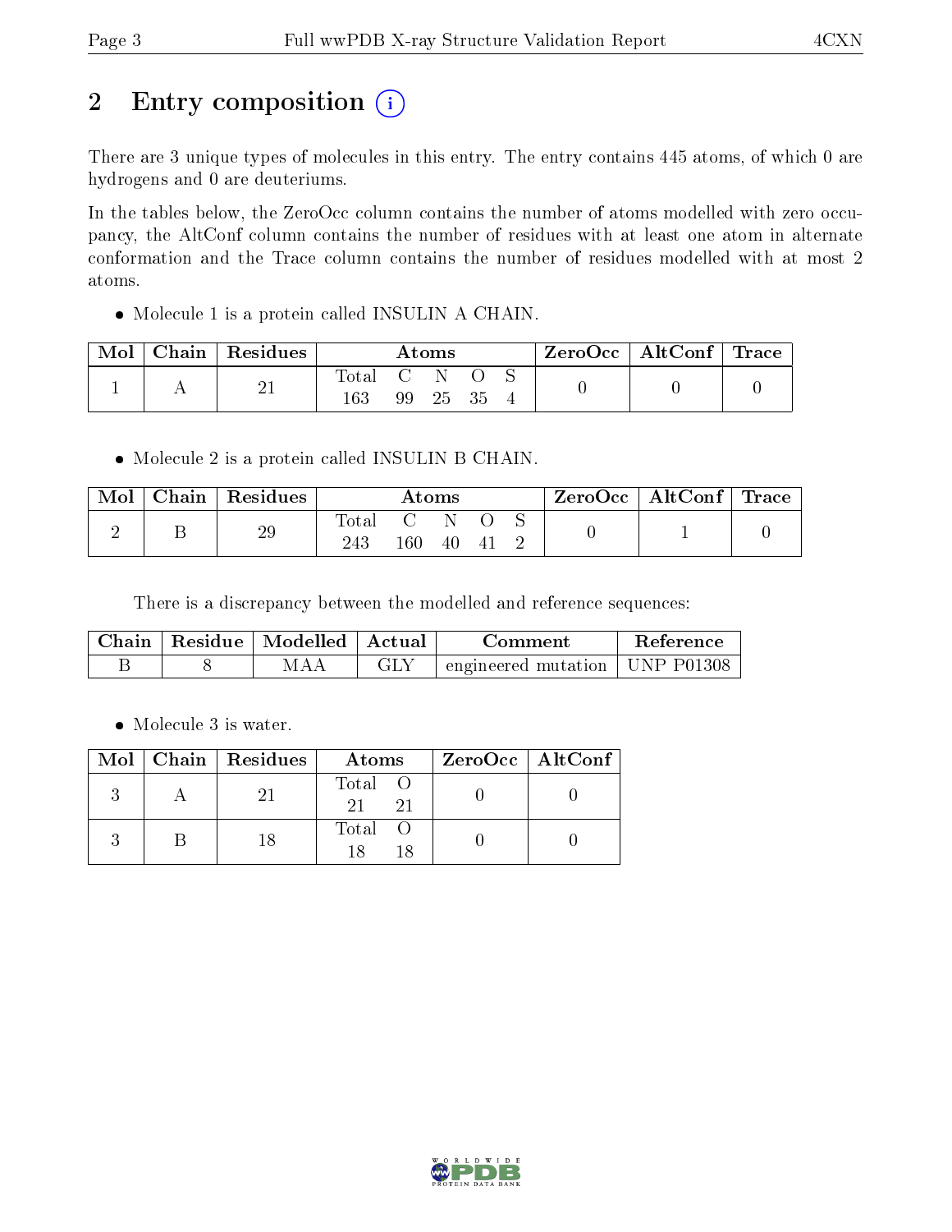# 2 Entry composition (i)

There are 3 unique types of molecules in this entry. The entry contains 445 atoms, of which 0 are hydrogens and 0 are deuteriums.

In the tables below, the ZeroOcc column contains the number of atoms modelled with zero occupancy, the AltConf column contains the number of residues with at least one atom in alternate conformation and the Trace column contains the number of residues modelled with at most 2 atoms.

- Molecule 1 is a protein called INSULIN A CHAIN.

| Mol | Chain | Residues | Atoms | | | | | ZeroOcc | AltConf | Trace |
|---|---|---|---|---|---|---|---|---|---|---|
| 1 | A | 21 | Total<br>163 | C<br>99 | N<br>25 | O<br>35 | S<br>4 | 0 | 0 | 0 |

- Molecule 2 is a protein called INSULIN B CHAIN.

| Mol | Chain | Residues | Atoms | | | | | ZeroOcc | AltConf | Trace |
|---|---|---|---|---|---|---|---|---|---|---|
| 2 | B | 29 | Total<br>243 | C<br>160 | N<br>40 | O<br>41 | S<br>2 | 0 | 1 | 0 |

There is a discrepancy between the modelled and reference sequences:

| Chain | Residue | Modelled | Actual | Comment | Reference |
|---|---|---|---|---|---|
| B | 8 | MAA | GLY | engineered mutation | UNP P01308 |

- Molecule 3 is water.

| Mol | Chain | Residues | Atoms | | ZeroOcc | AltConf |
|---|---|---|---|---|---|---|
| 3 | A | 21 | Total<br>21 | O<br>21 | 0 | 0 |
| 3 | B | 18 | Total<br>18 | O<br>18 | 0 | 0 |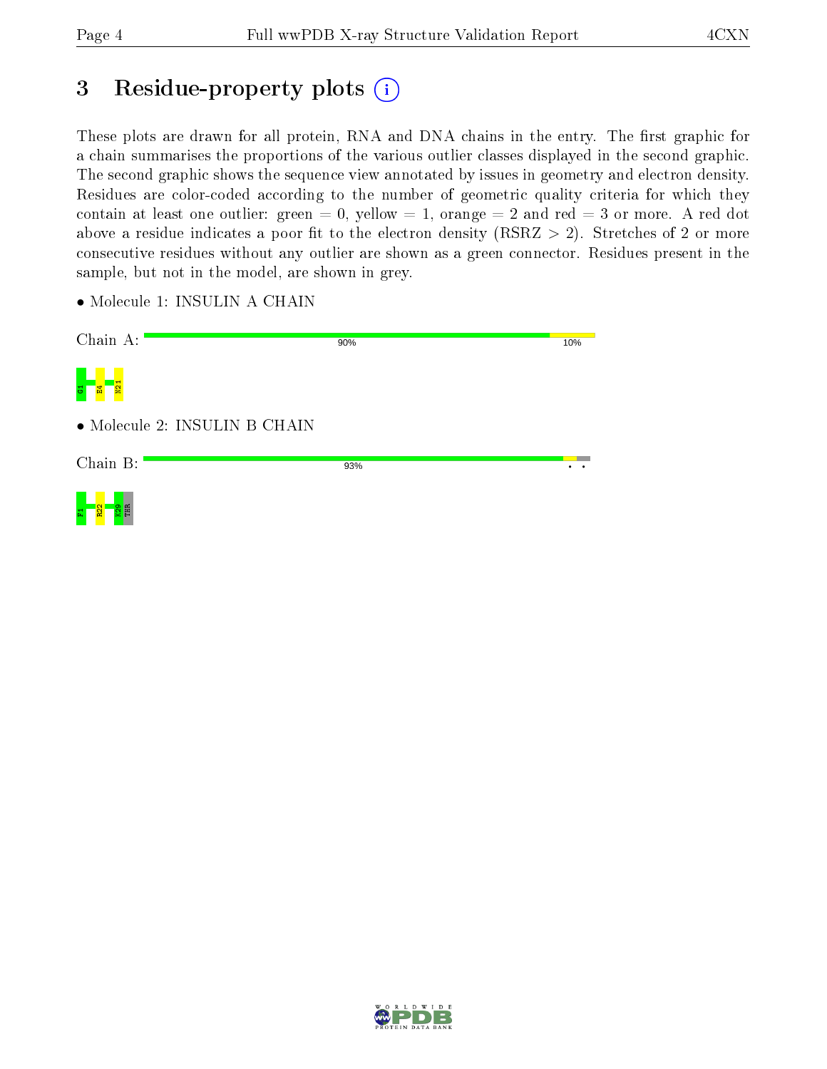# 3 Residue-property plots

These plots are drawn for all protein, RNA and DNA chains in the entry. The first graphic for a chain summarises the proportions of the various outlier classes displayed in the second graphic. The second graphic shows the sequence view annotated by issues in geometry and electron density. Residues are color-coded according to the number of geometric quality criteria for which they contain at least one outlier: green = 0, yellow = 1, orange = 2 and red = 3 or more. A red dot above a residue indicates a poor fit to the electron density (RSRZ > 2). Stretches of 2 or more consecutive residues without any outlier are shown as a green connector. Residues present in the sample, but not in the model, are shown in grey.

- Molecule 1: INSULIN A CHAIN

Chain A: 90% | 10%

G1 E4 N21

- Molecule 2: INSULIN B CHAIN

Chain B: 93%

F1 R22 K29 THR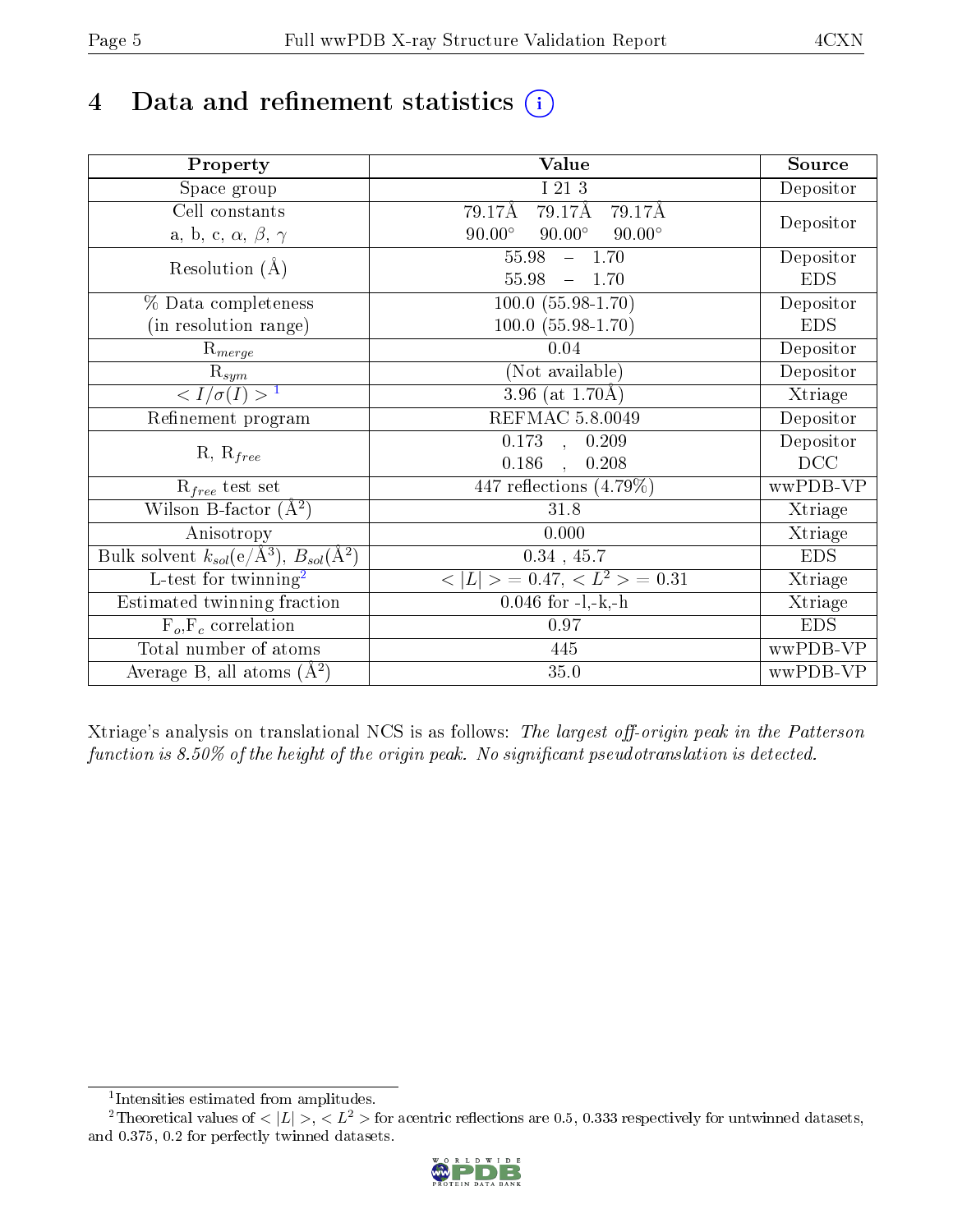# 4 Data and refinement statistics

| Property | Value | Source |
|---|---|---|
| Space group | I 21 3 | Depositor |
| Cell constants<br>a, b, c, $\alpha$, $\beta$, $\gamma$ | 79.17Å 79.17Å 79.17Å<br>90.00° 90.00° 90.00° | Depositor |
| Resolution (Å) | 55.98 – 1.70<br>55.98 – 1.70 | Depositor<br>EDS |
| % Data completeness<br>(in resolution range) | 100.0 (55.98-1.70)<br>100.0 (55.98-1.70) | Depositor<br>EDS |
| $R_{merge}$ | 0.04 | Depositor |
| $R_{sym}$ | (Not available) | Depositor |
| $< I/\sigma(I) >$ [1] | 3.96 (at 1.70Å) | Xtriage |
| Refinement program | REFMAC 5.8.0049 | Depositor |
| R, $R_{free}$ | 0.173 , 0.209<br>0.186 , 0.208 | Depositor<br>DCC |
| $R_{free}$ test set | 447 reflections (4.79%) | wwPDB-VP |
| Wilson B-factor (Å$^2$) | 31.8 | Xtriage |
| Anisotropy | 0.000 | Xtriage |
| Bulk solvent $k_{sol}$(e/Å$^3$), $B_{sol}$(Å$^2$) | 0.34 , 45.7 | EDS |
| L-test for twinning[2] | $< \|L\| > = 0.47$, $< L^2 > = 0.31$ | Xtriage |
| Estimated twinning fraction | 0.046 for -l,-k,-h | Xtriage |
| $F_o$,$F_c$ correlation | 0.97 | EDS |
| Total number of atoms | 445 | wwPDB-VP |
| Average B, all atoms (Å$^2$) | 35.0 | wwPDB-VP |

Xtriage's analysis on translational NCS is as follows: *The largest off-origin peak in the Patterson function is 8.50% of the height of the origin peak. No significant pseudotranslation is detected.*

[1] Intensities estimated from amplitudes.

[2] Theoretical values of $< |L| >$, $< L^2 >$ for acentric reflections are 0.5, 0.333 respectively for untwinned datasets, and 0.375, 0.2 for perfectly twinned datasets.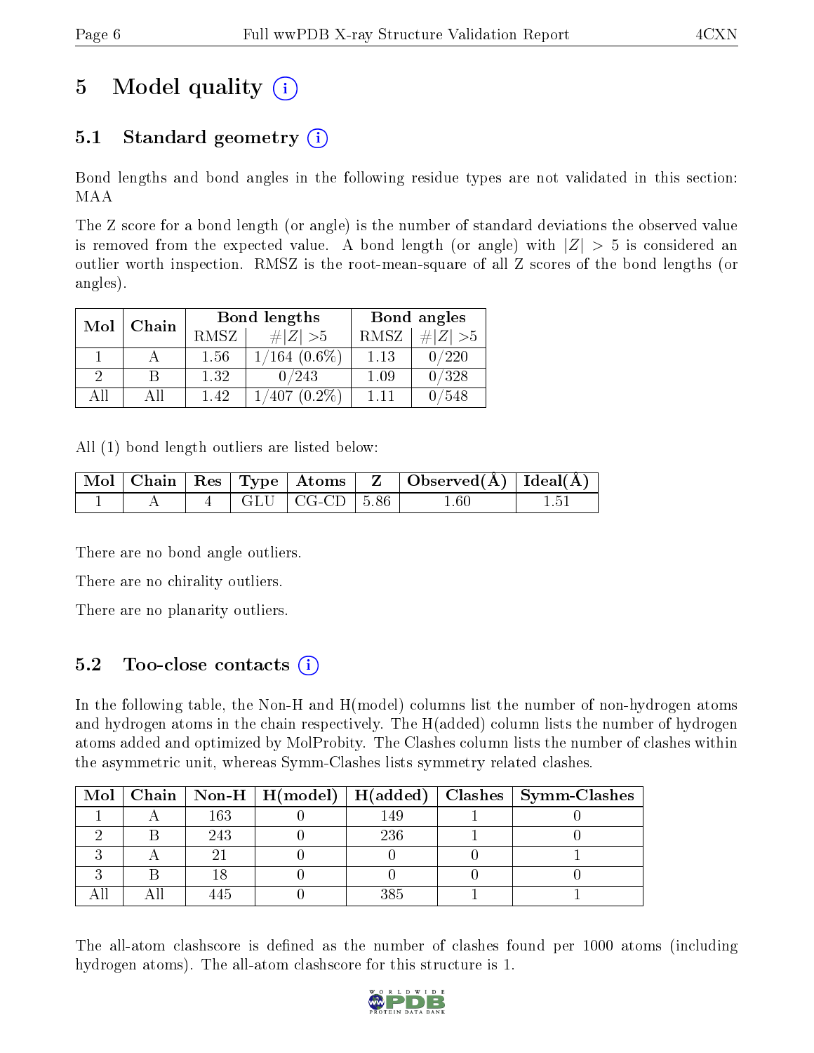# 5 Model quality (i)

## 5.1 Standard geometry (i)

Bond lengths and bond angles in the following residue types are not validated in this section: MAA

The Z score for a bond length (or angle) is the number of standard deviations the observed value is removed from the expected value. A bond length (or angle) with $|Z| > 5$ is considered an outlier worth inspection. RMSZ is the root-mean-square of all Z scores of the bond lengths (or angles).

| Mol | Chain | Bond lengths | | Bond angles | |
|---|---|---|---|---|---|
| | | RMSZ | $\#\|Z\| > 5$ | RMSZ | $\#\|Z\| > 5$ |
| 1 | A | 1.56 | 1/164 (0.6%) | 1.13 | 0/220 |
| 2 | B | 1.32 | 0/243 | 1.09 | 0/328 |
| All | All | 1.42 | 1/407 (0.2%) | 1.11 | 0/548 |

All (1) bond length outliers are listed below:

| Mol | Chain | Res | Type | Atoms | Z | Observed(Å) | Ideal(Å) |
|---|---|---|---|---|---|---|---|
| 1 | A | 4 | GLU | CG-CD | 5.86 | 1.60 | 1.51 |

There are no bond angle outliers.

There are no chirality outliers.

There are no planarity outliers.

## 5.2 Too-close contacts (i)

In the following table, the Non-H and H(model) columns list the number of non-hydrogen atoms and hydrogen atoms in the chain respectively. The H(added) column lists the number of hydrogen atoms added and optimized by MolProbity. The Clashes column lists the number of clashes within the asymmetric unit, whereas Symm-Clashes lists symmetry related clashes.

| Mol | Chain | Non-H | H(model) | H(added) | Clashes | Symm-Clashes |
|---|---|---|---|---|---|---|
| 1 | A | 163 | 0 | 149 | 1 | 0 |
| 2 | B | 243 | 0 | 236 | 1 | 0 |
| 3 | A | 21 | 0 | 0 | 0 | 1 |
| 3 | B | 18 | 0 | 0 | 0 | 0 |
| All | All | 445 | 0 | 385 | 1 | 1 |

The all-atom clashscore is defined as the number of clashes found per 1000 atoms (including hydrogen atoms). The all-atom clashscore for this structure is 1.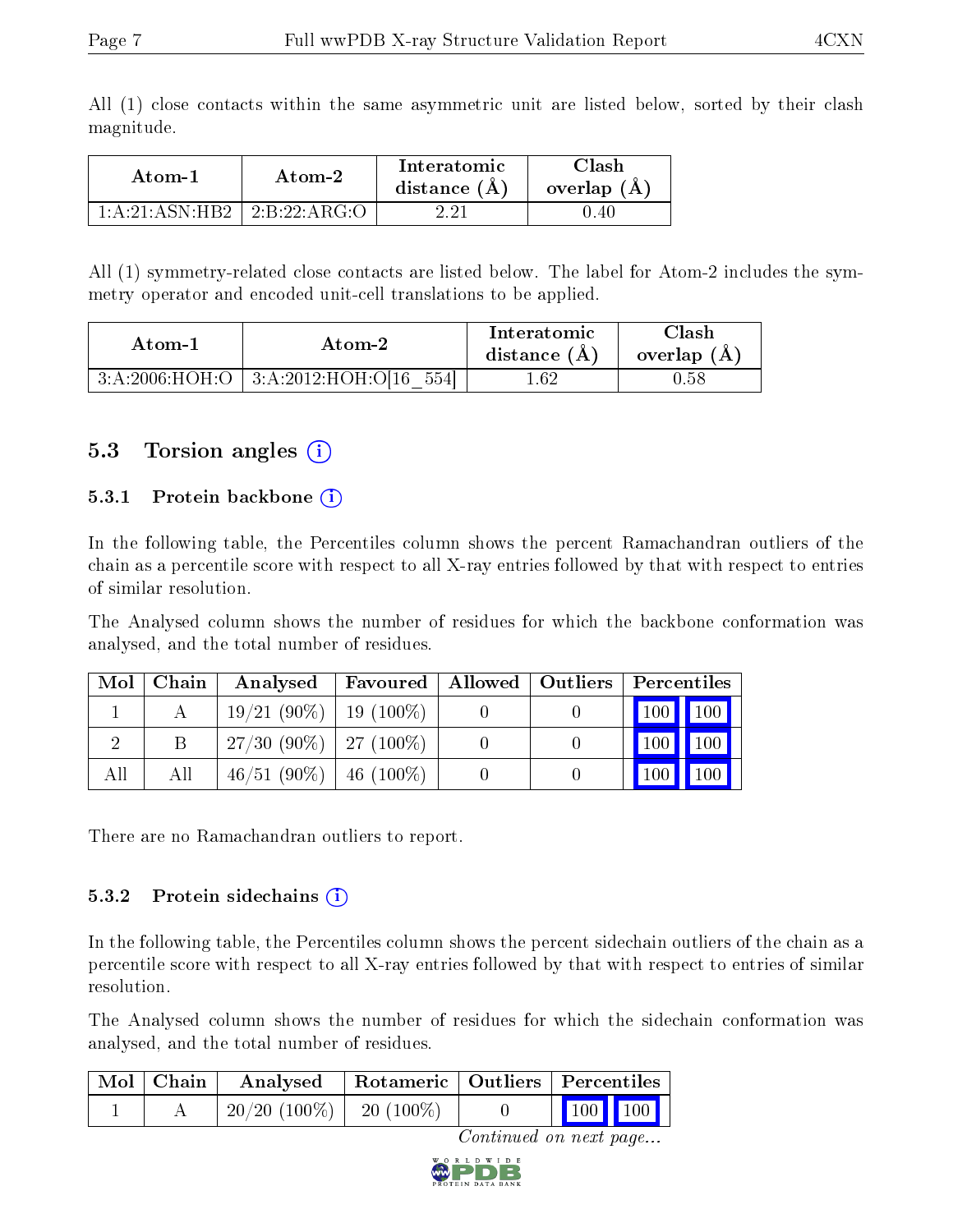All (1) close contacts within the same asymmetric unit are listed below, sorted by their clash magnitude.

| Atom-1 | Atom-2 | Interatomic distance (Å) | Clash overlap (Å) |
|---|---|---|---|
| 1:A:21:ASN:HB2 | 2:B:22:ARG:O | 2.21 | 0.40 |

All (1) symmetry-related close contacts are listed below. The label for Atom-2 includes the symmetry operator and encoded unit-cell translations to be applied.

| Atom-1 | Atom-2 | Interatomic distance (Å) | Clash overlap (Å) |
|---|---|---|---|
| 3:A:2006:HOH:O | 3:A:2012:HOH:O[16_554] | 1.62 | 0.58 |

## 5.3 Torsion angles

### 5.3.1 Protein backbone

In the following table, the Percentiles column shows the percent Ramachandran outliers of the chain as a percentile score with respect to all X-ray entries followed by that with respect to entries of similar resolution.

The Analysed column shows the number of residues for which the backbone conformation was analysed, and the total number of residues.

| Mol | Chain | Analysed | Favoured | Allowed | Outliers | Percentiles | |
|---|---|---|---|---|---|---|---|
| 1 | A | 19/21 (90%) | 19 (100%) | 0 | 0 | 100 | 100 |
| 2 | B | 27/30 (90%) | 27 (100%) | 0 | 0 | 100 | 100 |
| All | All | 46/51 (90%) | 46 (100%) | 0 | 0 | 100 | 100 |

There are no Ramachandran outliers to report.

### 5.3.2 Protein sidechains

In the following table, the Percentiles column shows the percent sidechain outliers of the chain as a percentile score with respect to all X-ray entries followed by that with respect to entries of similar resolution.

The Analysed column shows the number of residues for which the sidechain conformation was analysed, and the total number of residues.

| Mol | Chain | Analysed | Rotameric | Outliers | Percentiles | |
|---|---|---|---|---|---|---|
| 1 | A | 20/20 (100%) | 20 (100%) | 0 | 100 | 100 |

*Continued on next page...*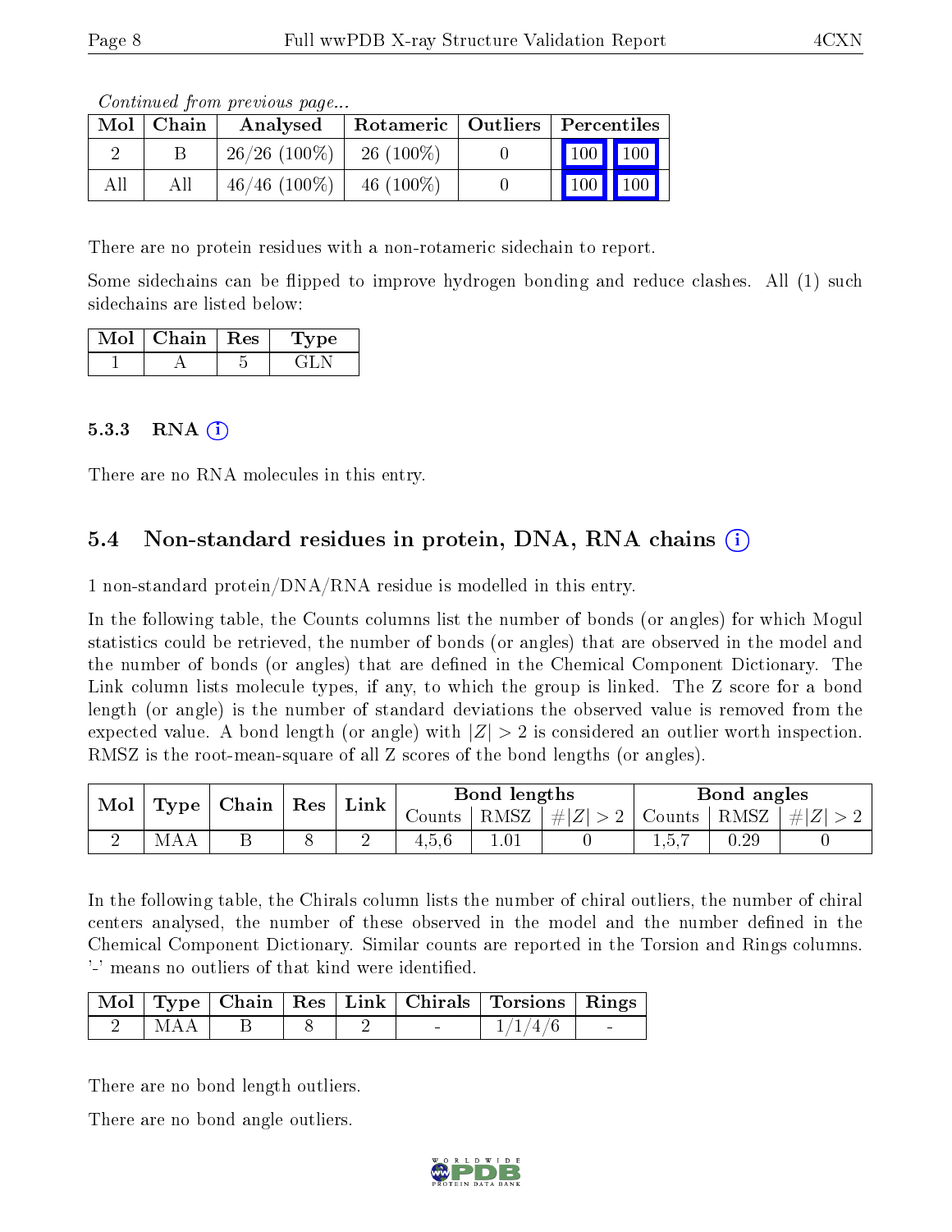*Continued from previous page...*

| Mol | Chain | Analysed | Rotameric | Outliers | Percentiles | |
|---|---|---|---|---|---|---|
| 2 | B | 26/26 (100%) | 26 (100%) | 0 | 100 | 100 |
| All | All | 46/46 (100%) | 46 (100%) | 0 | 100 | 100 |

There are no protein residues with a non-rotameric sidechain to report.

Some sidechains can be flipped to improve hydrogen bonding and reduce clashes. All (1) such sidechains are listed below:

| Mol | Chain | Res | Type |
|---|---|---|---|
| 1 | A | 5 | GLN |

### 5.3.3 RNA

There are no RNA molecules in this entry.

## 5.4 Non-standard residues in protein, DNA, RNA chains

1 non-standard protein/DNA/RNA residue is modelled in this entry.

In the following table, the Counts columns list the number of bonds (or angles) for which Mogul statistics could be retrieved, the number of bonds (or angles) that are observed in the model and the number of bonds (or angles) that are defined in the Chemical Component Dictionary. The Link column lists molecule types, if any, to which the group is linked. The Z score for a bond length (or angle) is the number of standard deviations the observed value is removed from the expected value. A bond length (or angle) with $|Z| > 2$ is considered an outlier worth inspection. RMSZ is the root-mean-square of all Z scores of the bond lengths (or angles).

| Mol | Type | Chain | Res | Link | Bond lengths | | | Bond angles | | |
|---|---|---|---|---|---|---|---|---|---|---|
| | | | | | Counts | RMSZ | $\#\|Z\| > 2$ | Counts | RMSZ | $\#\|Z\| > 2$ |
| 2 | MAA | B | 8 | 2 | 4,5,6 | 1.01 | 0 | 1,5,7 | 0.29 | 0 |

In the following table, the Chirals column lists the number of chiral outliers, the number of chiral centers analysed, the number of these observed in the model and the number defined in the Chemical Component Dictionary. Similar counts are reported in the Torsion and Rings columns. '-' means no outliers of that kind were identified.

| Mol | Type | Chain | Res | Link | Chirals | Torsions | Rings |
|---|---|---|---|---|---|---|---|
| 2 | MAA | B | 8 | 2 | - | 1/1/4/6 | - |

There are no bond length outliers.

There are no bond angle outliers.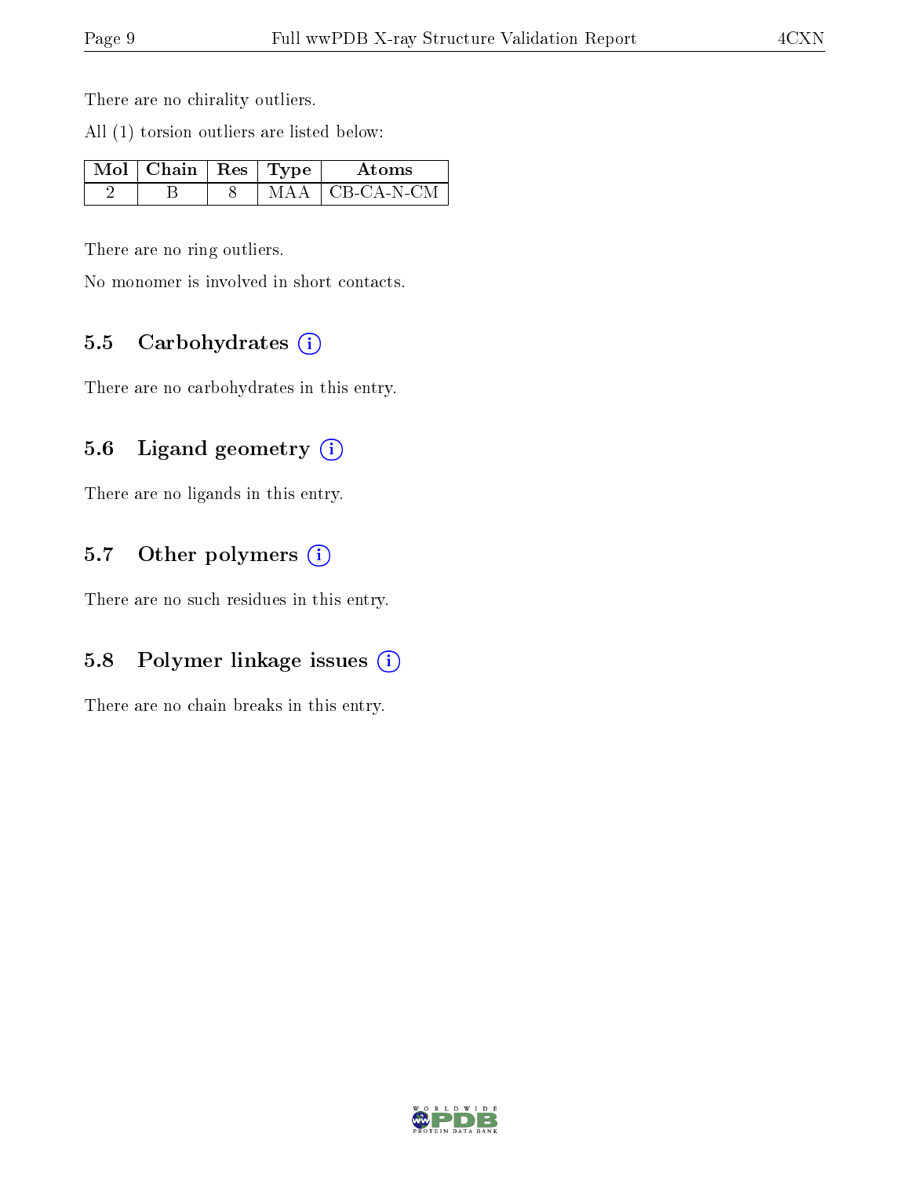There are no chirality outliers.

All (1) torsion outliers are listed below:

| Mol | Chain | Res | Type | Atoms |
|---|---|---|---|---|
| 2 | B | 8 | MAA | CB-CA-N-CM |

There are no ring outliers.

No monomer is involved in short contacts.

### 5.5 Carbohydrates

There are no carbohydrates in this entry.

### 5.6 Ligand geometry

There are no ligands in this entry.

### 5.7 Other polymers

There are no such residues in this entry.

### 5.8 Polymer linkage issues

There are no chain breaks in this entry.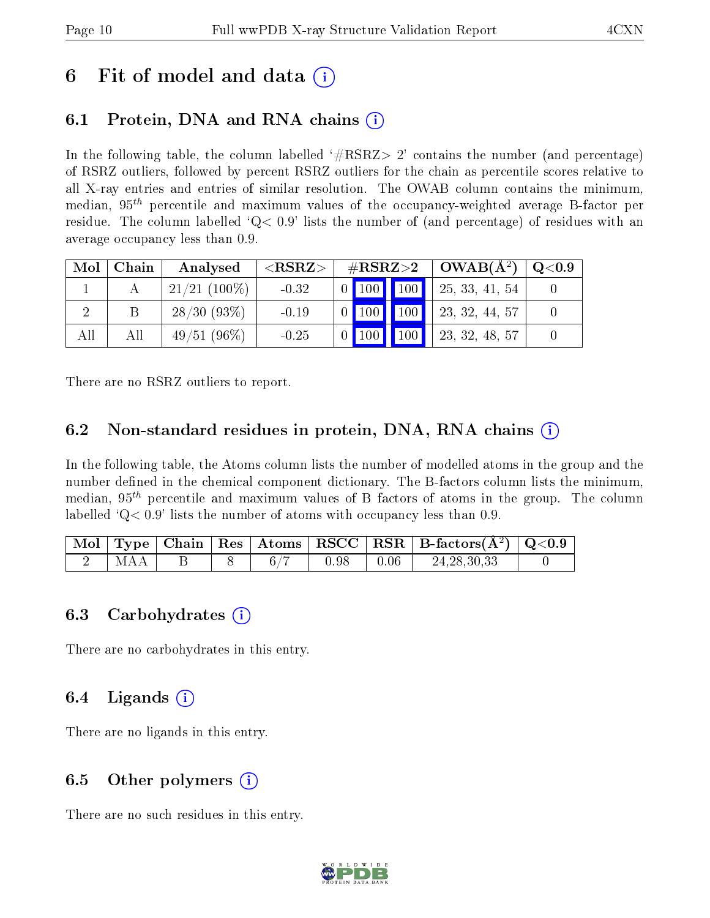# 6 Fit of model and data (i)

## 6.1 Protein, DNA and RNA chains (i)

In the following table, the column labelled '#RSRZ> 2' contains the number (and percentage) of RSRZ outliers, followed by percent RSRZ outliers for the chain as percentile scores relative to all X-ray entries and entries of similar resolution. The OWAB column contains the minimum, median, $95^{th}$ percentile and maximum values of the occupancy-weighted average B-factor per residue. The column labelled 'Q< 0.9' lists the number of (and percentage) of residues with an average occupancy less than 0.9.

| Mol | Chain | Analysed | <RSRZ> | #RSRZ>2 | | | OWAB(Å$^2$) | Q<0.9 |
|---|---|---|---|---|---|---|---|---|
| 1 | A | 21/21 (100%) | -0.32 | 0 | 100 | 100 | 25, 33, 41, 54 | 0 |
| 2 | B | 28/30 (93%) | -0.19 | 0 | 100 | 100 | 23, 32, 44, 57 | 0 |
| All | All | 49/51 (96%) | -0.25 | 0 | 100 | 100 | 23, 32, 48, 57 | 0 |

There are no RSRZ outliers to report.

## 6.2 Non-standard residues in protein, DNA, RNA chains (i)

In the following table, the Atoms column lists the number of modelled atoms in the group and the number defined in the chemical component dictionary. The B-factors column lists the minimum, median, $95^{th}$ percentile and maximum values of B factors of atoms in the group. The column labelled 'Q< 0.9' lists the number of atoms with occupancy less than 0.9.

| Mol | Type | Chain | Res | Atoms | RSCC | RSR | B-factors(Å$^2$) | Q<0.9 |
|---|---|---|---|---|---|---|---|---|
| 2 | MAA | B | 8 | 6/7 | 0.98 | 0.06 | 24,28,30,33 | 0 |

## 6.3 Carbohydrates (i)

There are no carbohydrates in this entry.

## 6.4 Ligands (i)

There are no ligands in this entry.

## 6.5 Other polymers (i)

There are no such residues in this entry.